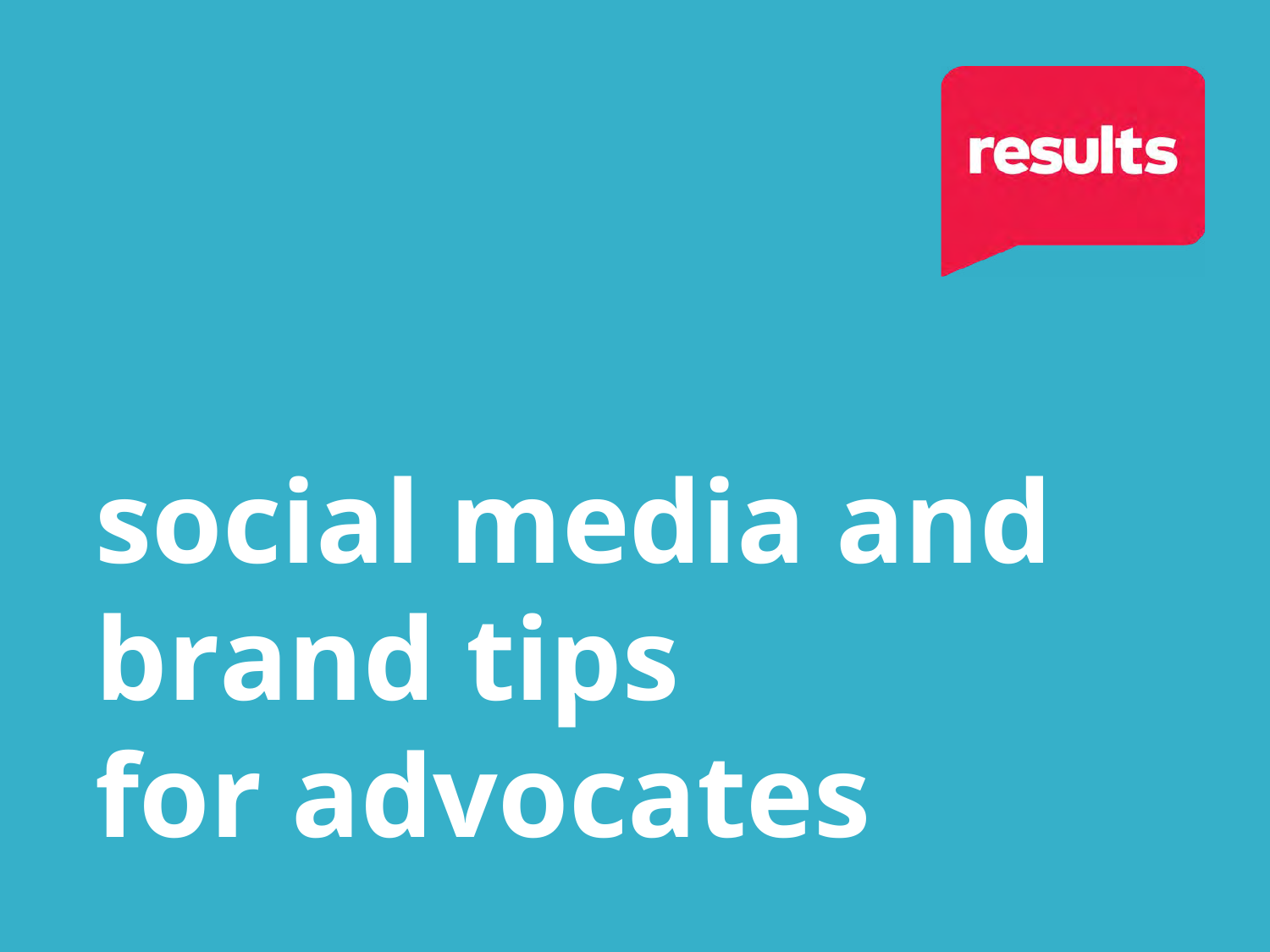results

# social media and brand tips for advocates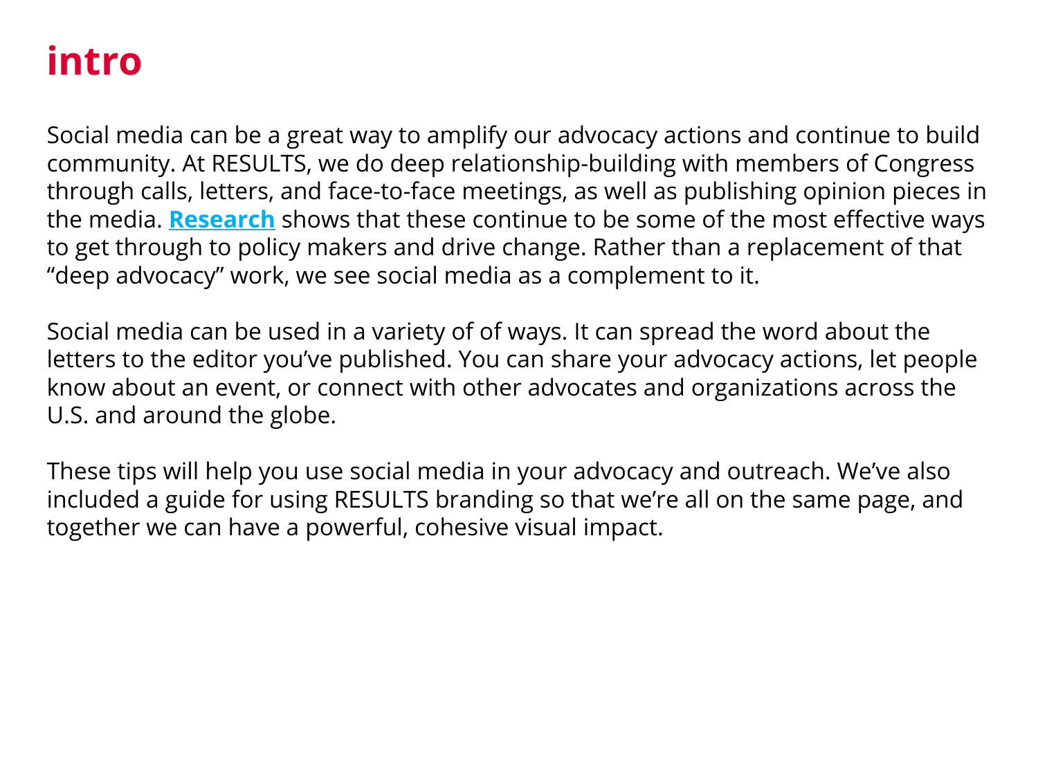# intro

Social media can be a great way to amplify our advocacy actions and continue to build community. At RESULTS, we do deep relationship-building with members of Congress through calls, letters, and face-to-face meetings, as well as publishing opinion pieces in the media. **Research** shows that these continue to be some of the most effective ways to get through to policy makers and drive change. Rather than a replacement of that "deep advocacy" work, we see social media as a complement to it.

Social media can be used in a variety of of ways. It can spread the word about the letters to the editor you've published. You can share your advocacy actions, let people know about an event, or connect with other advocates and organizations across the U.S. and around the globe.

These tips will help you use social media in your advocacy and outreach. We've also included a guide for using RESULTS branding so that we're all on the same page, and together we can have a powerful, cohesive visual impact.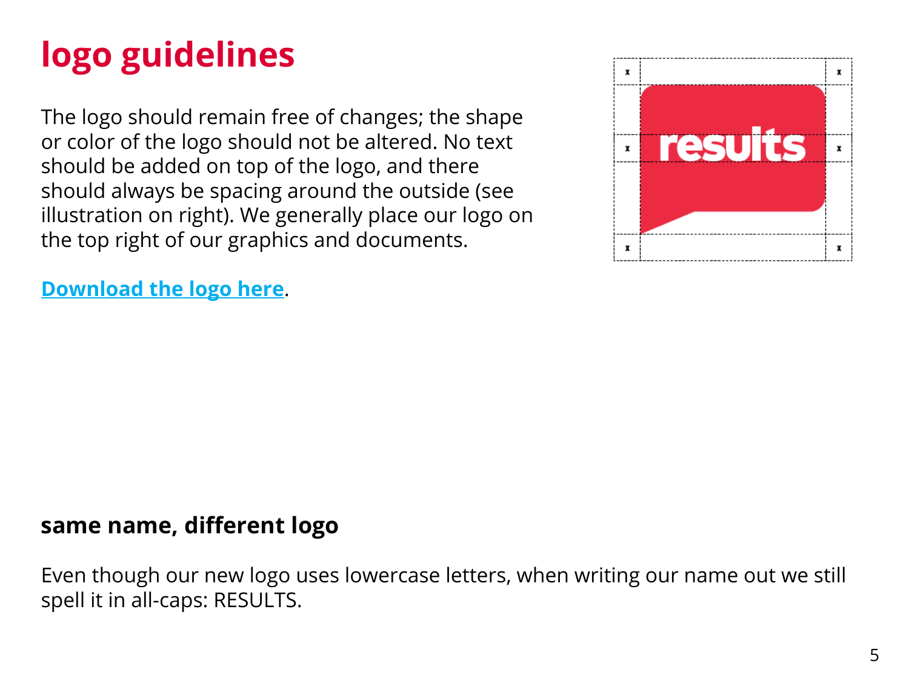# logo guidelines

The logo should remain free of changes; the shape or color of the logo should not be altered. No text should be added on top of the logo, and there should always be spacing around the outside (see illustration on right). We generally place our logo on the top right of our graphics and documents.

**Download the logo here**.

## same name, different logo

Even though our new logo uses lowercase letters, when writing our name out we still spell it in all-caps: RESULTS.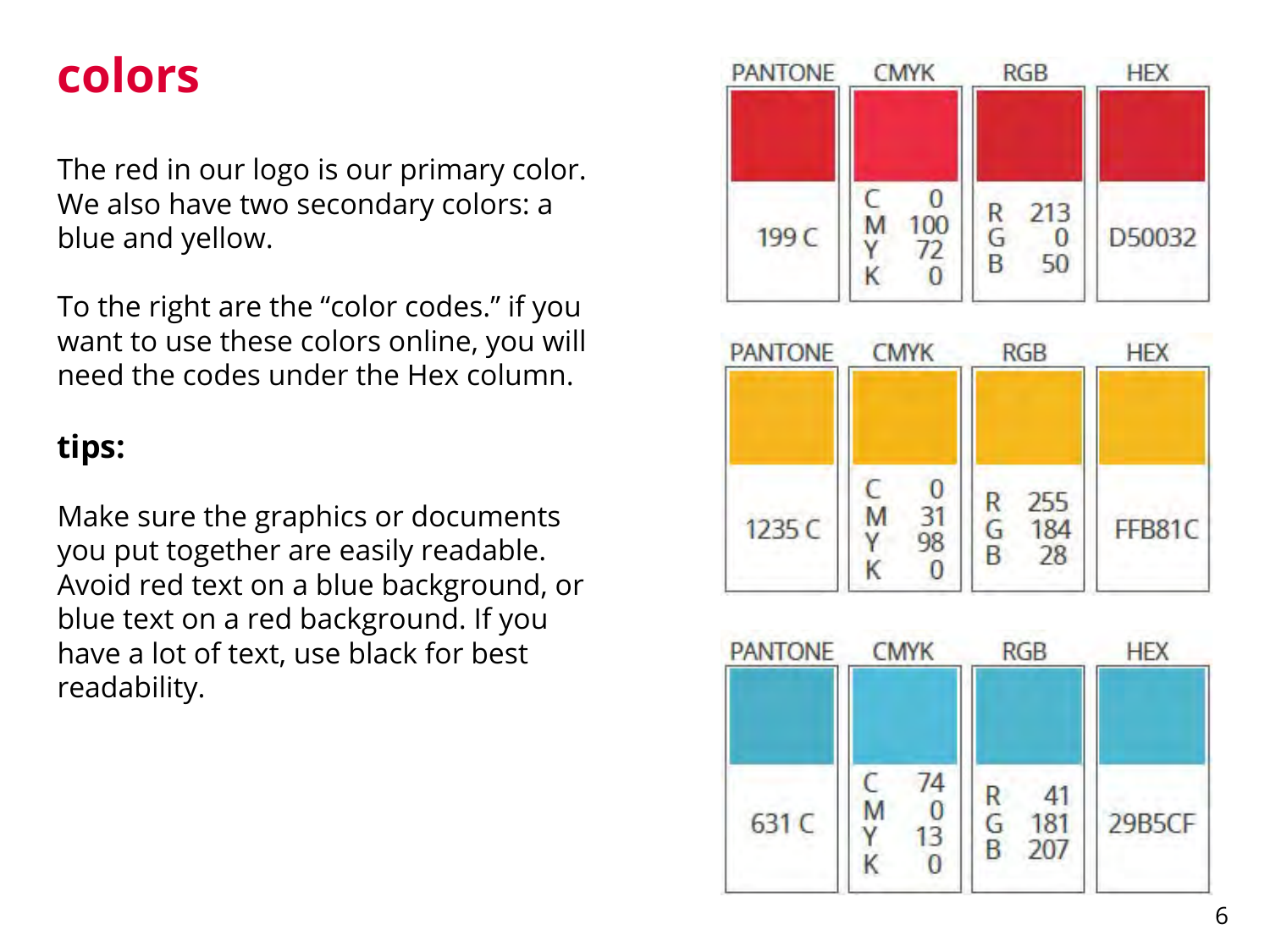# colors

The red in our logo is our primary color. We also have two secondary colors: a blue and yellow.

To the right are the “color codes.” if you want to use these colors online, you will need the codes under the Hex column.

### tips:

Make sure the graphics or documents you put together are easily readable. Avoid red text on a blue background, or blue text on a red background. If you have a lot of text, use black for best readability.

| PANTONE | CMYK | RGB | HEX |
| --- | --- | --- | --- |
| 199 C | C 0 M 100 Y 72 K 0 | R 213 G 0 B 50 | D50032 |

| PANTONE | CMYK | RGB | HEX |
| --- | --- | --- | --- |
| 1235 C | C 0 M 31 Y 98 K 0 | R 255 G 184 B 28 | FFB81C |

| PANTONE | CMYK | RGB | HEX |
| --- | --- | --- | --- |
| 631 C | C 74 M 0 Y 13 K 0 | R 41 G 181 B 207 | 29B5CF |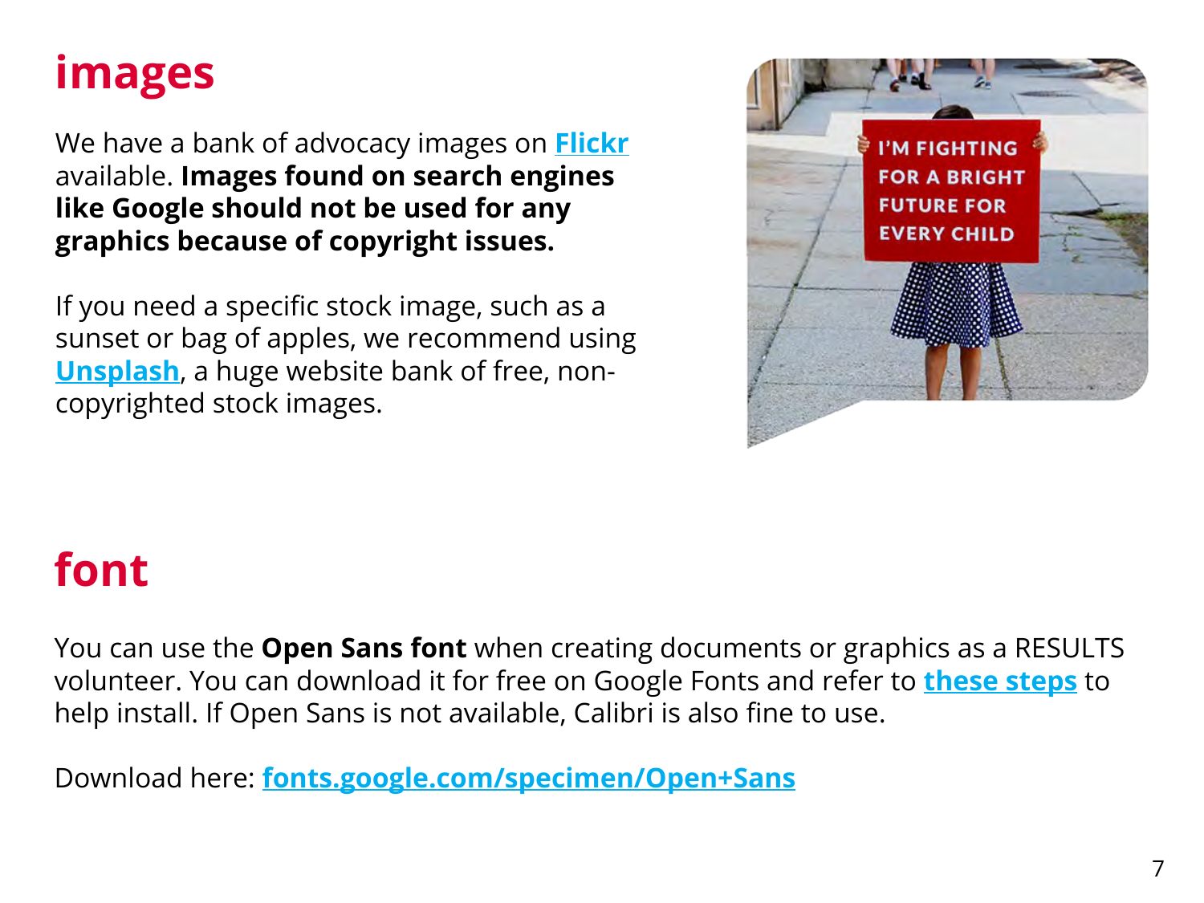# images

We have a bank of advocacy images on **Flickr** available. **Images found on search engines like Google should not be used for any graphics because of copyright issues.**

If you need a specific stock image, such as a sunset or bag of apples, we recommend using **Unsplash**, a huge website bank of free, non-copyrighted stock images.

# font

You can use the **Open Sans font** when creating documents or graphics as a RESULTS volunteer. You can download it for free on Google Fonts and refer to **these steps** to help install. If Open Sans is not available, Calibri is also fine to use.

Download here: **fonts.google.com/specimen/Open+Sans**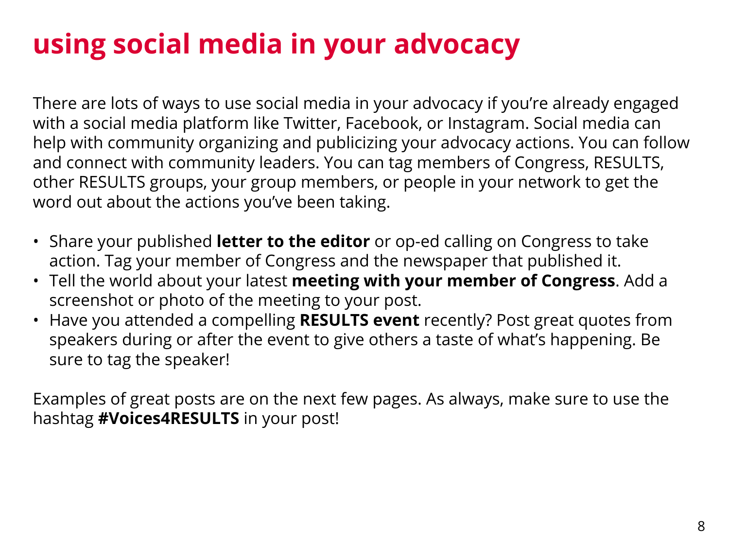# using social media in your advocacy

There are lots of ways to use social media in your advocacy if you're already engaged with a social media platform like Twitter, Facebook, or Instagram. Social media can help with community organizing and publicizing your advocacy actions. You can follow and connect with community leaders. You can tag members of Congress, RESULTS, other RESULTS groups, your group members, or people in your network to get the word out about the actions you've been taking.

- Share your published **letter to the editor** or op-ed calling on Congress to take action. Tag your member of Congress and the newspaper that published it.
- Tell the world about your latest **meeting with your member of Congress**. Add a screenshot or photo of the meeting to your post.
- Have you attended a compelling **RESULTS event** recently? Post great quotes from speakers during or after the event to give others a taste of what's happening. Be sure to tag the speaker!

Examples of great posts are on the next few pages. As always, make sure to use the hashtag **#Voices4RESULTS** in your post!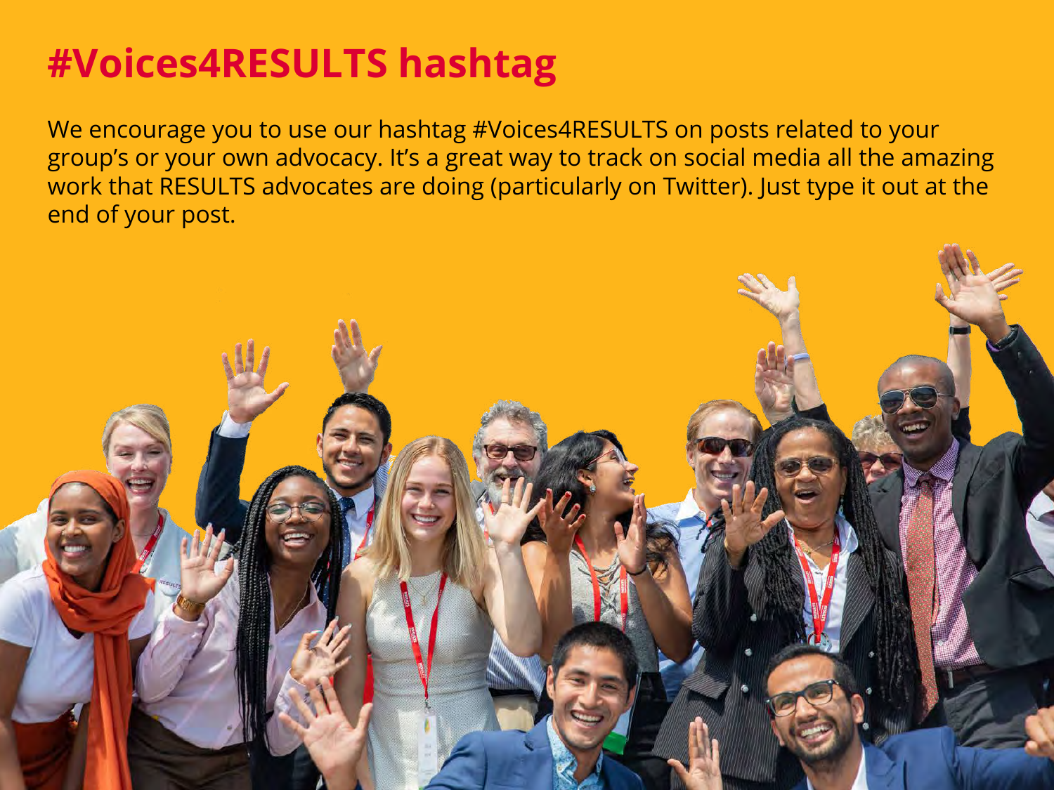# #Voices4RESULTS hashtag

We encourage you to use our hashtag #Voices4RESULTS on posts related to your group's or your own advocacy. It's a great way to track on social media all the amazing work that RESULTS advocates are doing (particularly on Twitter). Just type it out at the end of your post.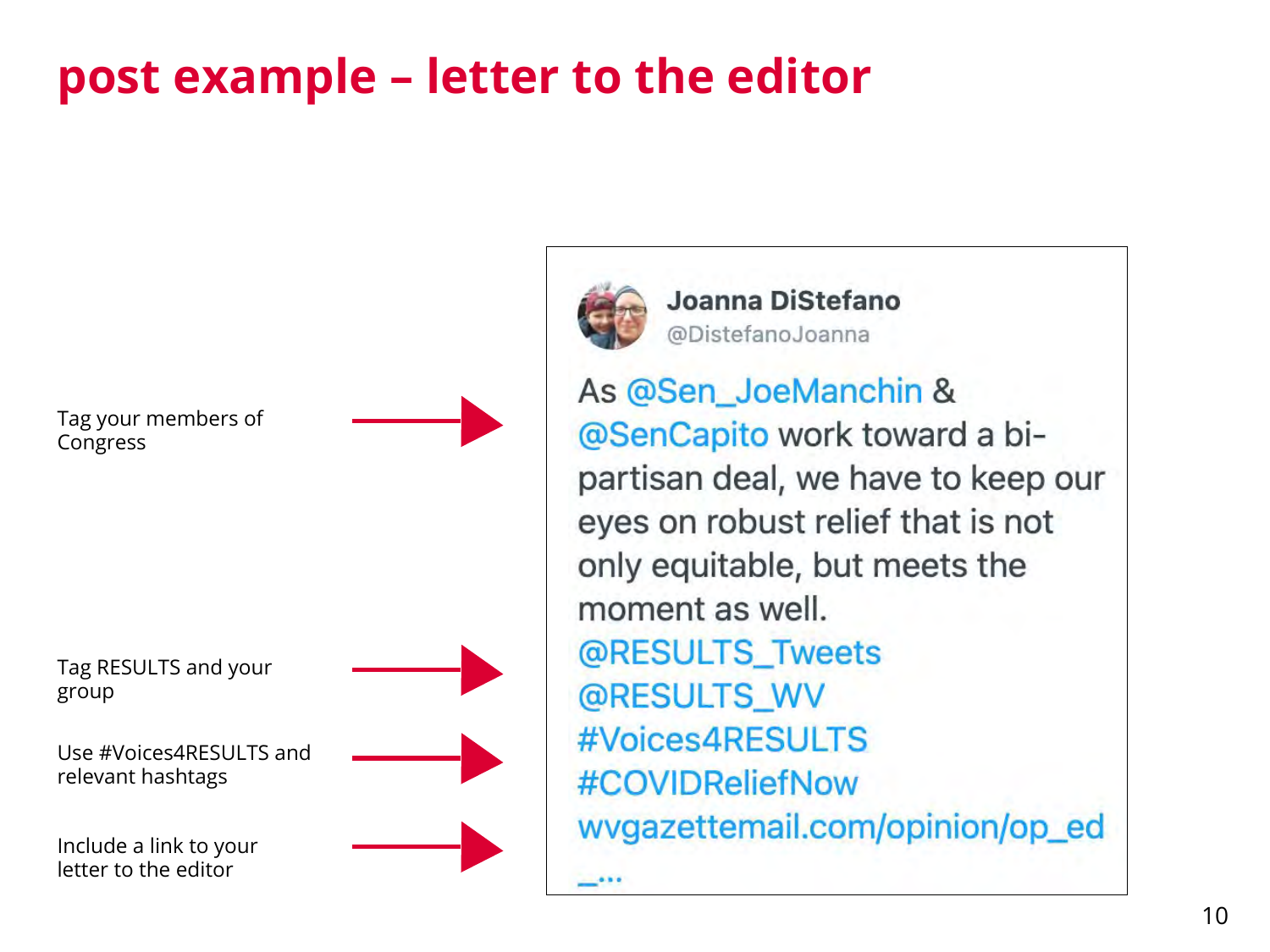# post example – letter to the editor

Tag your members of Congress

Tag RESULTS and your group

Use #Voices4RESULTS and relevant hashtags

Include a link to your letter to the editor

**Joanna DiStefano**
@DistefanoJoanna

As @Sen_JoeManchin & @SenCapito work toward a bi-partisan deal, we have to keep our eyes on robust relief that is not only equitable, but meets the moment as well.
@RESULTS_Tweets
@RESULTS_WV
#Voices4RESULTS
#COVIDReliefNow
wvgazettemail.com/opinion/op_ed_...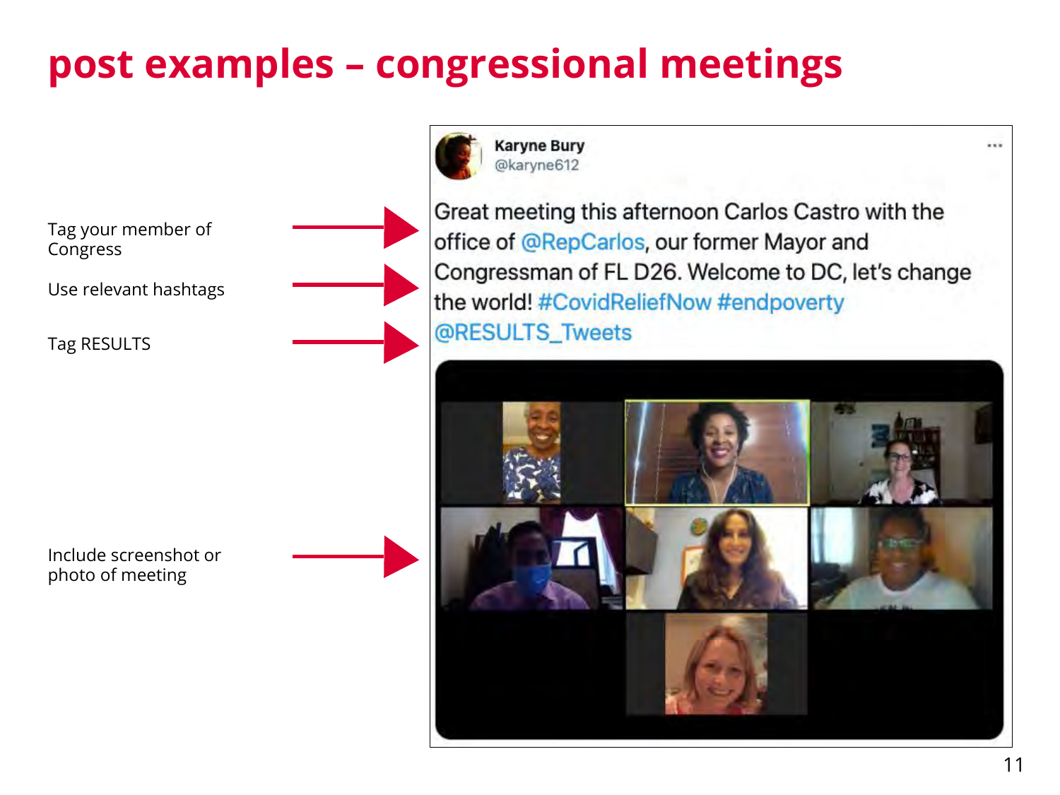# post examples – congressional meetings

Tag your member of Congress

Use relevant hashtags

Tag RESULTS

Include screenshot or photo of meeting

**Karyne Bury**
@karyne612

Great meeting this afternoon Carlos Castro with the office of @RepCarlos, our former Mayor and Congressman of FL D26. Welcome to DC, let's change the world! #CovidReliefNow #endpoverty @RESULTS_Tweets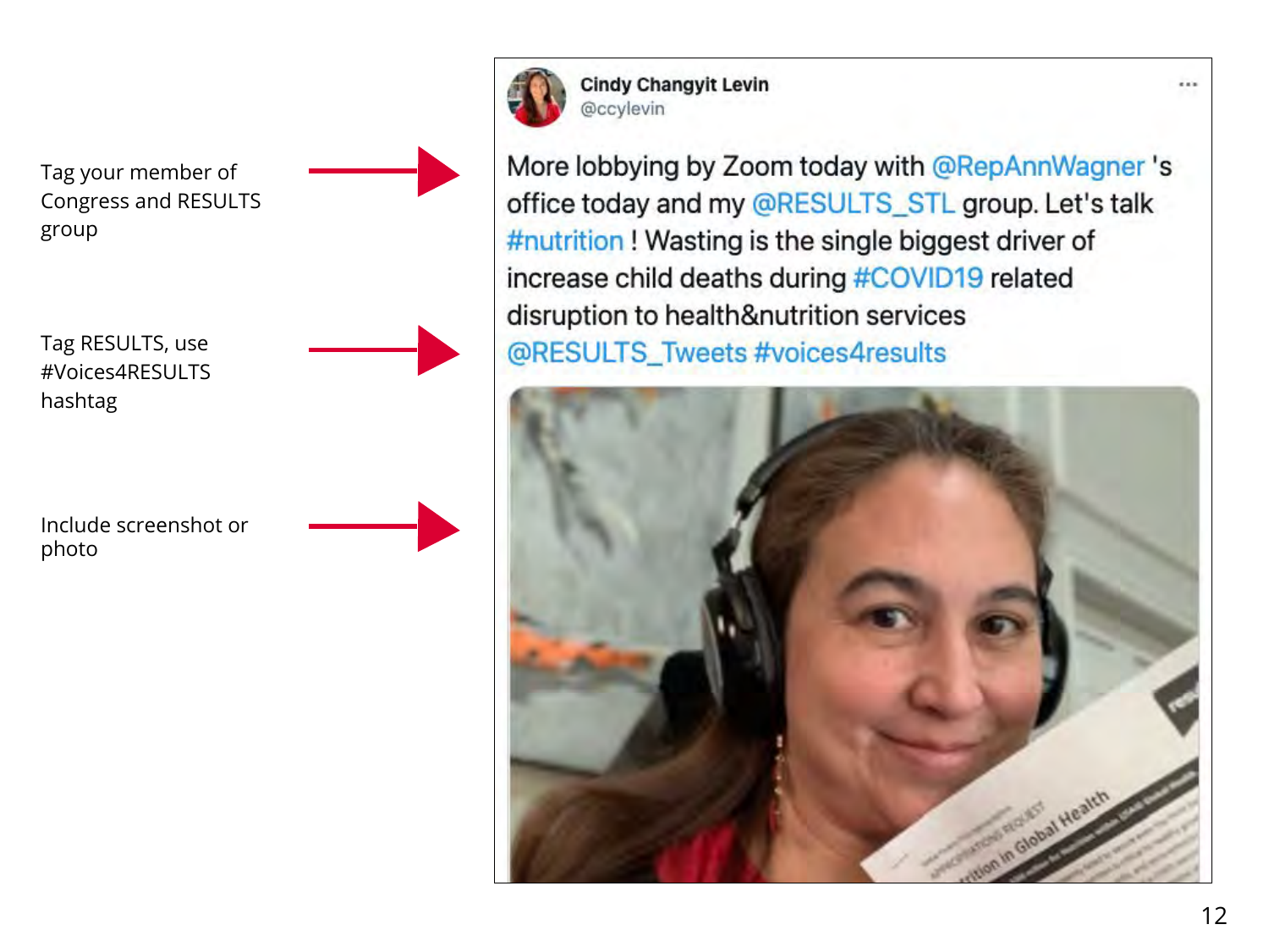Tag your member of Congress and RESULTS group

Tag RESULTS, use #Voices4RESULTS hashtag

Include screenshot or photo

Cindy Changyit Levin
@ccylevin

More lobbying by Zoom today with @RepAnnWagner 's office today and my @RESULTS_STL group. Let's talk #nutrition ! Wasting is the single biggest driver of increase child deaths during #COVID19 related disruption to health&nutrition services @RESULTS_Tweets #voices4results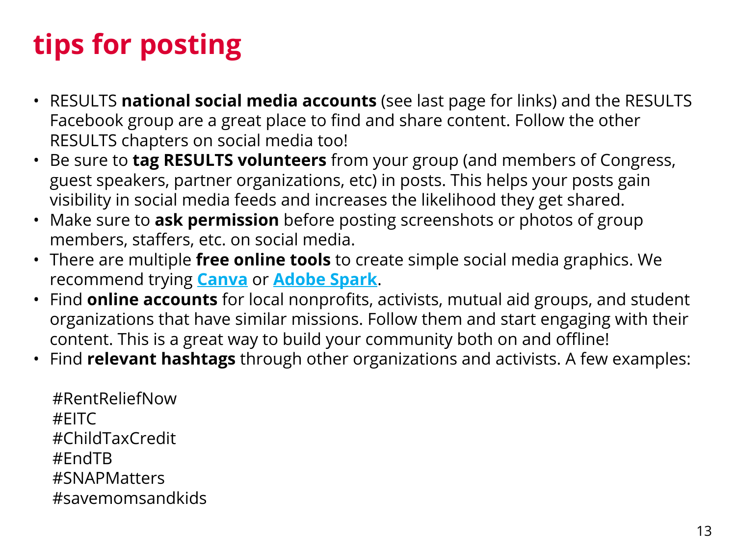# tips for posting

- RESULTS **national social media accounts** (see last page for links) and the RESULTS Facebook group are a great place to find and share content. Follow the other RESULTS chapters on social media too!
- Be sure to **tag RESULTS volunteers** from your group (and members of Congress, guest speakers, partner organizations, etc) in posts. This helps your posts gain visibility in social media feeds and increases the likelihood they get shared.
- Make sure to **ask permission** before posting screenshots or photos of group members, staffers, etc. on social media.
- There are multiple **free online tools** to create simple social media graphics. We recommend trying **Canva** or **Adobe Spark**.
- Find **online accounts** for local nonprofits, activists, mutual aid groups, and student organizations that have similar missions. Follow them and start engaging with their content. This is a great way to build your community both on and offline!
- Find **relevant hashtags** through other organizations and activists. A few examples:

  #RentReliefNow
  #EITC
  #ChildTaxCredit
  #EndTB
  #SNAPMatters
  #savemomsandkids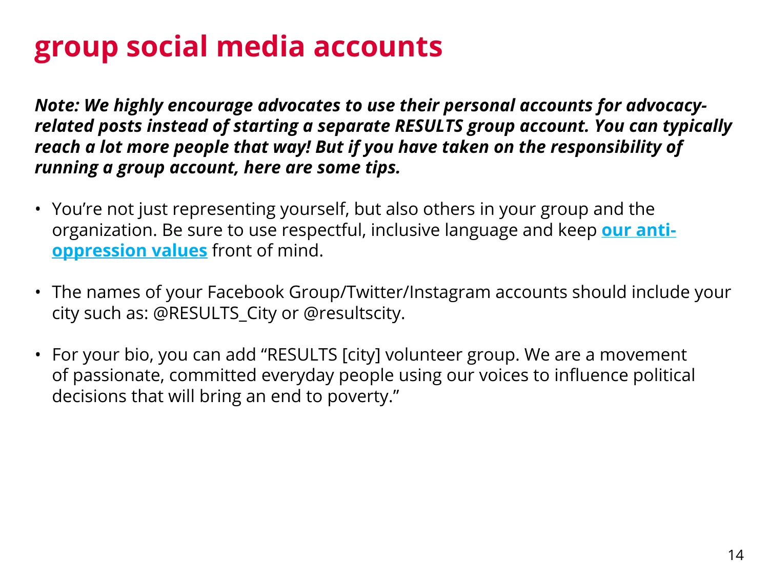# group social media accounts

***Note: We highly encourage advocates to use their personal accounts for advocacy-related posts instead of starting a separate RESULTS group account. You can typically reach a lot more people that way! But if you have taken on the responsibility of running a group account, here are some tips.***

- You're not just representing yourself, but also others in your group and the organization. Be sure to use respectful, inclusive language and keep **our anti-oppression values** front of mind.
- The names of your Facebook Group/Twitter/Instagram accounts should include your city such as: @RESULTS_City or @resultscity.
- For your bio, you can add "RESULTS [city] volunteer group. We are a movement of passionate, committed everyday people using our voices to influence political decisions that will bring an end to poverty."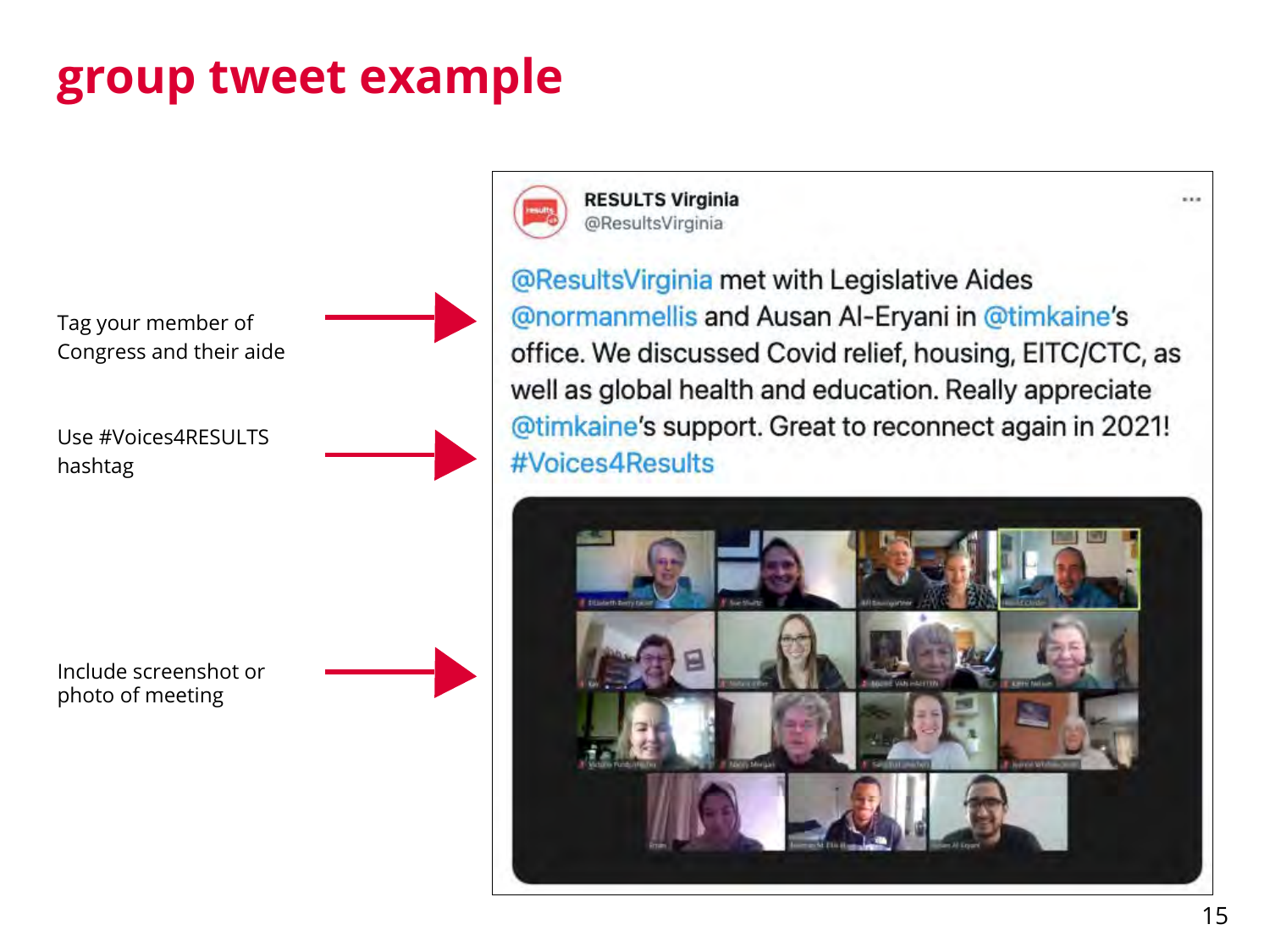# group tweet example

Tag your member of Congress and their aide

Use #Voices4RESULTS hashtag

Include screenshot or photo of meeting

**RESULTS Virginia**
@ResultsVirginia

@ResultsVirginia met with Legislative Aides @normanmellis and Ausan Al-Eryani in @timkaine's office. We discussed Covid relief, housing, EITC/CTC, as well as global health and education. Really appreciate @timkaine's support. Great to reconnect again in 2021! #Voices4Results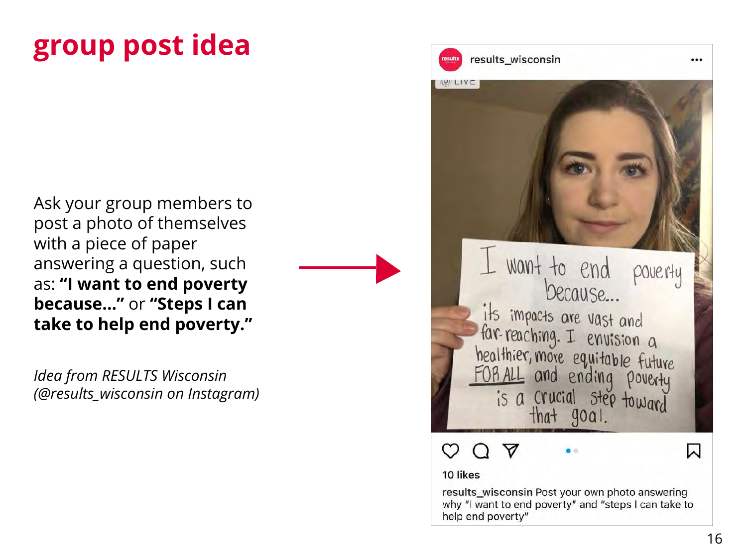# group post idea

Ask your group members to post a photo of themselves with a piece of paper answering a question, such as: **"I want to end poverty because…"** or **"Steps I can take to help end poverty."**

*Idea from RESULTS Wisconsin (@results_wisconsin on Instagram)*

results_wisconsin

I want to end poverty because... its impacts are vast and far-reaching. I envision a healthier, more equitable future FOR ALL and ending poverty is a crucial step toward that goal.

10 likes

**results_wisconsin** Post your own photo answering why "I want to end poverty" and "steps I can take to help end poverty"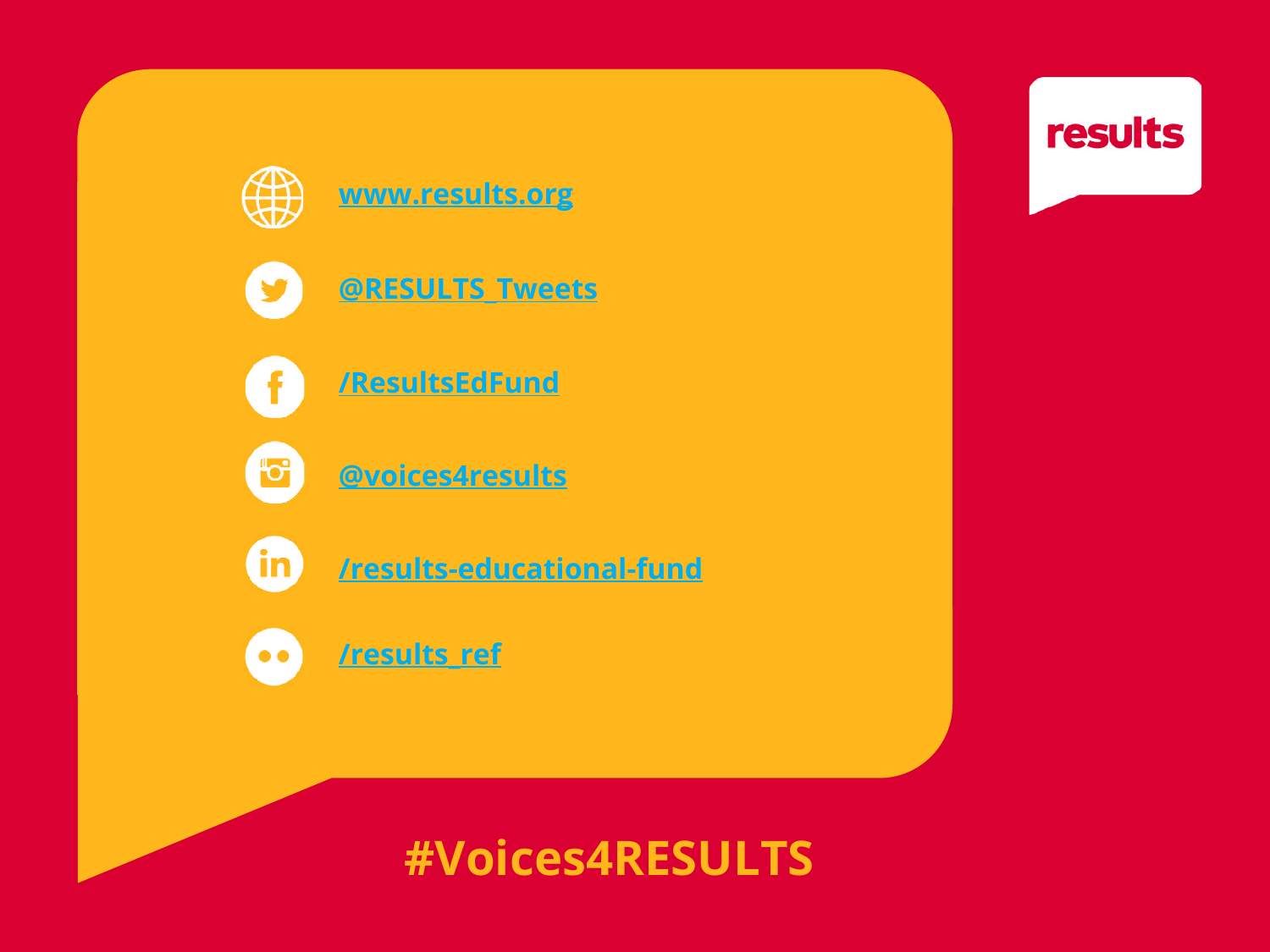results

www.results.org

@RESULTS_Tweets

/ResultsEdFund

@voices4results

/results-educational-fund

/results_ref

#Voices4RESULTS